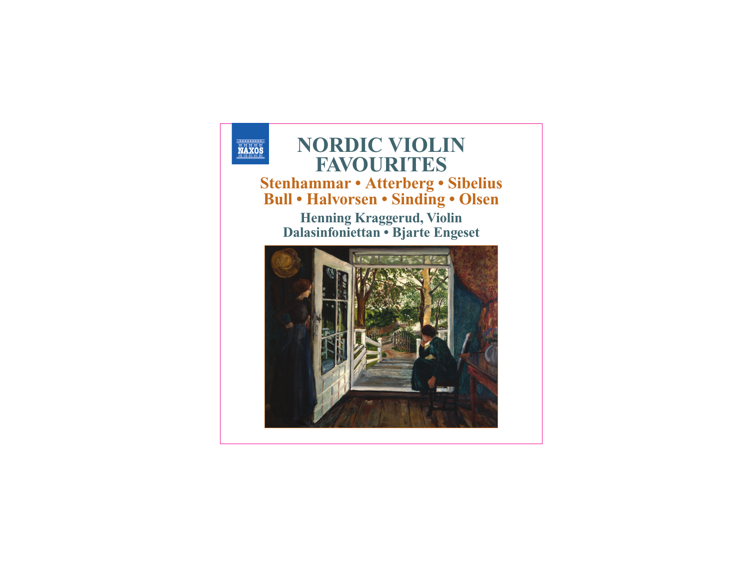NAXOS

# NORDIC VIOLIN FAVOURITES

## Stenhammar • Atterberg • Sibelius
## Bull • Halvorsen • Sinding • Olsen

**Henning Kraggerud, Violin**

**Dalasinfoniettan • Bjarte Engeset**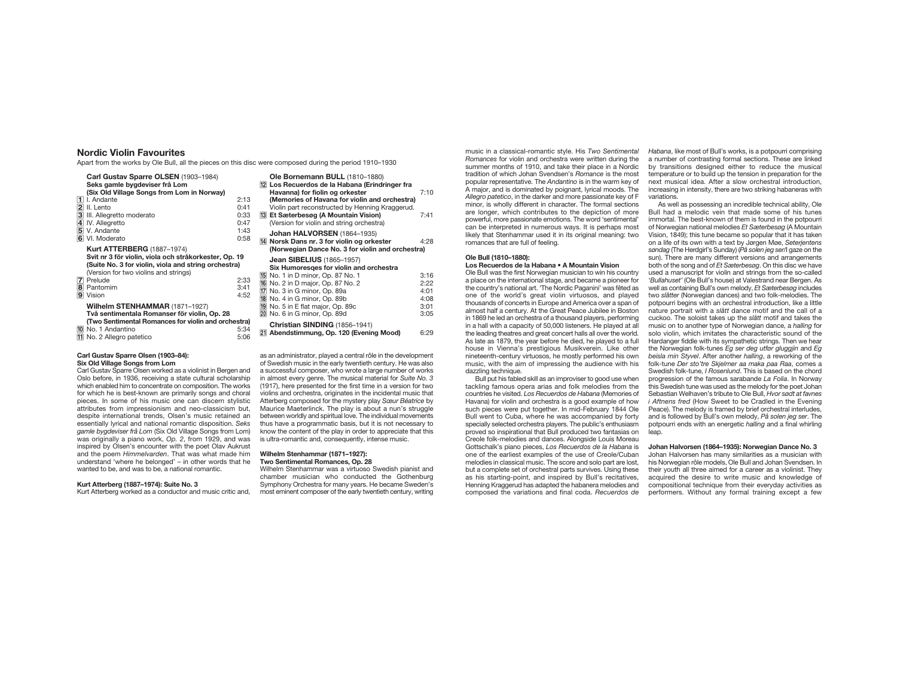## Nordic Violin Favourites

Apart from the works by Ole Bull, all the pieces on this disc were composed during the period 1910–1930

**Carl Gustav Sparre OLSEN** (1903–1984)
**Seks gamle bygdeviser frå Lom**
**(Six Old Village Songs from Lom in Norway)**

| | | |
|---|---|---|
| 1 | I. Andante | 2:13 |
| 2 | II. Lento | 0:41 |
| 3 | III. Allegretto moderato | 0:33 |
| 4 | IV. Allegretto | 0:47 |
| 5 | V. Andante | 1:43 |
| 6 | VI. Moderato | 0:58 |

**Kurt ATTERBERG** (1887–1974)
**Svit nr 3 för violin, viola och stråkorkester, Op. 19**
**(Suite No. 3 for violin, viola and string orchestra)**
(Version for two violins and strings)

| | | |
|---|---|---|
| 7 | Prelude | 2:33 |
| 8 | Pantomim | 3:41 |
| 9 | Vision | 4:52 |

**Wilhelm STENHAMMAR** (1871–1927)
**Två sentimentala Romanser för violin, Op. 28**
**(Two Sentimental Romances for violin and orchestra)**

| | | |
|---|---|---|
| 10 | No. 1 Andantino | 5:34 |
| 11 | No. 2 Allegro patetico | 5:06 |

**Ole Bornemann BULL** (1810–1880)

| | | |
|---|---|---|
| 12 | **Los Recuerdos de la Habana (Erindringer fra Havanna) for fiolin og orkester (Memories of Havana for violin and orchestra)** Violin part reconstructed by Henning Kraggerud. | 7:10 |
| 13 | **Et Sæterbesøg (A Mountain Vision)** (Version for violin and string orchestra) | 7:41 |

**Johan HALVORSEN** (1864–1935)

| | | |
|---|---|---|
| 14 | **Norsk Dans nr. 3 for violin og orkester (Norwegian Dance No. 3 for violin and orchestra)** | 4:28 |

**Jean SIBELIUS** (1865–1957)
**Six Humoresqes for violin and orchestra**

| | | |
|---|---|---|
| 15 | No. 1 in D minor, Op. 87 No. 1 | 3:16 |
| 16 | No. 2 in D major, Op. 87 No. 2 | 2:22 |
| 17 | No. 3 in G minor, Op. 89a | 4:01 |
| 18 | No. 4 in G minor, Op. 89b | 4:08 |
| 19 | No. 5 in E flat major, Op. 89c | 3:01 |
| 20 | No. 6 in G minor, Op. 89d | 3:05 |

**Christian SINDING** (1856–1941)

| | | |
|---|---|---|
| 21 | **Abendstimmung, Op. 120 (Evening Mood)** | 6:29 |

### Carl Gustav Sparre Olsen (1903–84): Six Old Village Songs from Lom

Carl Gustav Sparre Olsen worked as a violinist in Bergen and Oslo before, in 1936, receiving a state cultural scholarship which enabled him to concentrate on composition. The works for which he is best-known are primarily songs and choral pieces. In some of his music one can discern stylistic attributes from impressionism and neo-classicism but, despite international trends, Olsen's music retained an essentially lyrical and national romantic disposition. *Seks gamle bygdeviser frå Lom* (Six Old Village Songs from Lom) was originally a piano work, *Op. 2*, from 1929, and was inspired by Olsen's encounter with the poet Olav Aukrust and the poem *Himmelvarden*. That was what made him understand 'where he belonged' – in other words that he wanted to be, and was to be, a national romantic.

### Kurt Atterberg (1887–1974): Suite No. 3

Kurt Atterberg worked as a conductor and music critic and, as an administrator, played a central rôle in the development of Swedish music in the early twentieth century. He was also a successful composer, who wrote a large number of works in almost every genre. The musical material for *Suite No. 3* (1917), here presented for the first time in a version for two violins and orchestra, originates in the incidental music that Atterberg composed for the mystery play *Sœur Béatrice* by Maurice Maeterlinck. The play is about a nun's struggle between worldly and spiritual love. The individual movements thus have a programmatic basis, but it is not necessary to know the content of the play in order to appreciate that this is ultra-romantic and, consequently, intense music.

### Wilhelm Stenhammar (1871–1927): Two Sentimental Romances, Op. 28

Wilhelm Stenhammar was a virtuoso Swedish pianist and chamber musician who conducted the Gothenburg Symphony Orchestra for many years. He became Sweden's most eminent composer of the early twentieth century, writing music in a classical-romantic style. His *Two Sentimental Romances* for violin and orchestra were written during the summer months of 1910, and take their place in a Nordic tradition of which Johan Svendsen's *Romance* is the most popular representative. The *Andantino* is in the warm key of A major, and is dominated by poignant, lyrical moods. The *Allegro patetico*, in the darker and more passionate key of F minor, is wholly different in character. The formal sections are longer, which contributes to the depiction of more powerful, more passionate emotions. The word 'sentimental' can be interpreted in numerous ways. It is perhaps most likely that Stenhammar used it in its original meaning: two romances that are full of feeling.

### Ole Bull (1810–1880): Los Recuerdos de la Habana • A Mountain Vision

Ole Bull was the first Norwegian musician to win his country a place on the international stage, and became a pioneer for the country's national art. 'The Nordic Paganini' was fêted as one of the world's great violin virtuosos, and played thousands of concerts in Europe and America over a span of almost half a century. At the Great Peace Jubilee in Boston in 1869 he led an orchestra of a thousand players, performing in a hall with a capacity of 50,000 listeners. He played at all the leading theatres and great concert halls all over the world. As late as 1879, the year before he died, he played to a full house in Vienna's prestigious Musikverein. Like other nineteenth-century virtuosos, he mostly performed his own music, with the aim of impressing the audience with his dazzling technique.

Bull put his fabled skill as an improviser to good use when tackling famous opera arias and folk melodies from the countries he visited. *Los Recuerdos de Habana* (Memories of Havana) for violin and orchestra is a good example of how such pieces were put together. In mid-February 1844 Ole Bull went to Cuba, where he was accompanied by forty specially selected orchestra players. The public's enthusiasm proved so inspirational that Bull produced two fantasias on Creole folk-melodies and dances. Alongside Louis Moreau Gottschalk's piano pieces, *Los Recuerdos de la Habana* is one of the earliest examples of the use of Creole/Cuban melodies in classical music. The score and solo part are lost, but a complete set of orchestral parts survives. Using these as his starting-point, and inspired by Bull's recitatives, Henning Kraggerud has adapted the habanera melodies and composed the variations and final coda. *Recuerdos de Habana*, like most of Bull's works, is a potpourri comprising a number of contrasting formal sections. These are linked by transitions designed either to reduce the musical temperature or to build up the tension in preparation for the next musical idea. After a slow orchestral introduction, increasing in intensity, there are two striking habaneras with variations.

As well as possessing an incredible technical ability, Ole Bull had a melodic vein that made some of his tunes immortal. The best-known of them is found in the potpourri of Norwegian national melodies *Et Sæterbesøg* (A Mountain Vision, 1849); this tune became so popular that it has taken on a life of its own with a text by Jørgen Moe, *Seterjentens søndag* (The Herdgirl's Sunday) (*På solen jeg ser*/I gaze on the sun). There are many different versions and arrangements both of the song and of *Et Sæterbesøg*. On this disc we have used a manuscript for violin and strings from the so-called '*Bullahuset*' (Ole Bull's house) at Valestrand near Bergen. As well as containing Bull's own melody, *Et Sæterbesøg* includes two *slåtter* (Norwegian dances) and two folk-melodies. The potpourri begins with an orchestral introduction, like a little nature portrait with a *slått* dance motif and the call of a cuckoo. The soloist takes up the *slått* motif and takes the music on to another type of Norwegian dance, a *halling* for solo violin, which imitates the characteristic sound of the Hardanger fiddle with its sympathetic strings. Then we hear the Norwegian folk-tunes *Eg ser deg utfør gluggjin* and *Eg beisla min Styvel*. After another *halling*, a reworking of the folk-tune *Der sto'tre Skjelmer aa maka paa Raa*, comes a Swedish folk-tune, *I Rosenlund*. This is based on the chord progression of the famous sarabande *La Folia*. In Norway this Swedish tune was used as the melody for the poet Johan Sebastian Welhaven's tribute to Ole Bull, *Hvor sødt at favnes i Aftnens fred* (How Sweet to be Cradled in the Evening Peace). The melody is framed by brief orchestral interludes, and is followed by Bull's own melody, *På solen jeg ser*. The potpourri ends with an energetic *halling* and a final whirling leap.

### Johan Halvorsen (1864–1935): Norwegian Dance No. 3

Johan Halvorsen has many similarities as a musician with his Norwegian rôle models, Ole Bull and Johan Svendsen. In their youth all three aimed for a career as a violinist. They acquired the desire to write music and knowledge of compositional technique from their everyday activities as performers. Without any formal training except a few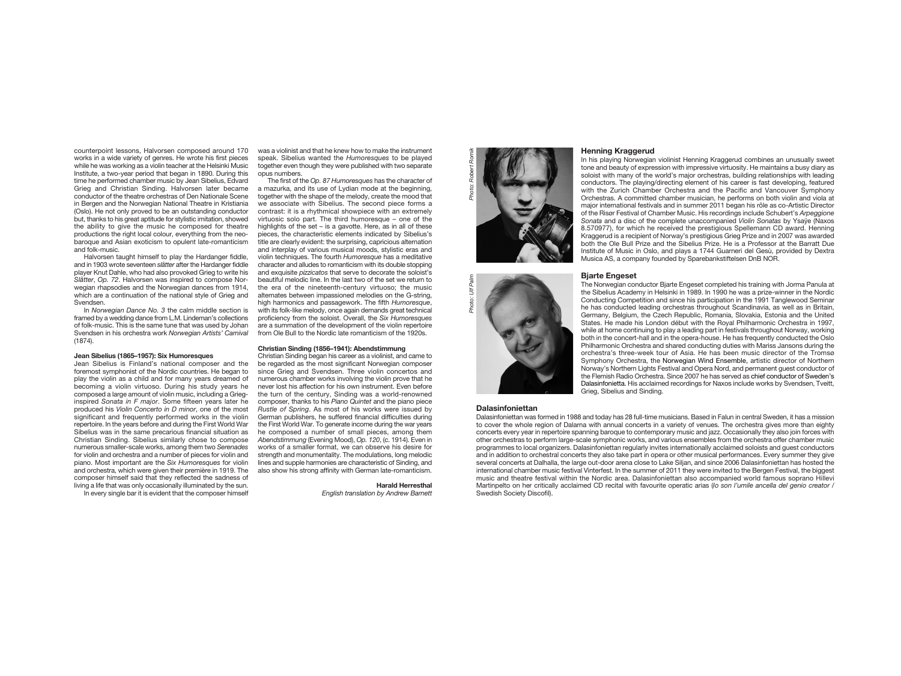counterpoint lessons, Halvorsen composed around 170 works in a wide variety of genres. He wrote his first pieces while he was working as a violin teacher at the Helsinki Music Institute, a two-year period that began in 1890. During this time he performed chamber music by Jean Sibelius, Edvard Grieg and Christian Sinding. Halvorsen later became conductor of the theatre orchestras of Den Nationale Scene in Bergen and the Norwegian National Theatre in Kristiania (Oslo). He not only proved to be an outstanding conductor but, thanks to his great aptitude for stylistic imitation, showed the ability to give the music he composed for theatre productions the right local colour, everything from the neo-baroque and Asian exoticism to opulent late-romanticism and folk-music.

Halvorsen taught himself to play the Hardanger fiddle, and in 1903 wrote seventeen *slåtter* after the Hardanger fiddle player Knut Dahle, who had also provoked Grieg to write his *Slåtter*, *Op. 72*. Halvorsen was inspired to compose Norwegian rhapsodies and the Norwegian dances from 1914, which are a continuation of the national style of Grieg and Svendsen.

In *Norwegian Dance No. 3* the calm middle section is framed by a wedding dance from L.M. Lindeman's collections of folk-music. This is the same tune that was used by Johan Svendsen in his orchestra work *Norwegian Artists' Carnival* (1874).

**Jean Sibelius (1865–1957): Six Humoresques**

Jean Sibelius is Finland's national composer and the foremost symphonist of the Nordic countries. He began to play the violin as a child and for many years dreamed of becoming a violin virtuoso. During his study years he composed a large amount of violin music, including a Grieg-inspired *Sonata in F major*. Some fifteen years later he produced his *Violin Concerto in D minor*, one of the most significant and frequently performed works in the violin repertoire. In the years before and during the First World War Sibelius was in the same precarious financial situation as Christian Sinding. Sibelius similarly chose to compose numerous smaller-scale works, among them two *Serenades* for violin and orchestra and a number of pieces for violin and piano. Most important are the *Six Humoresques* for violin and orchestra, which were given their première in 1919. The composer himself said that they reflected the sadness of living a life that was only occasionally illuminated by the sun.

In every single bar it is evident that the composer himself was a violinist and that he knew how to make the instrument speak. Sibelius wanted the *Humoresques* to be played together even though they were published with two separate opus numbers.

The first of the *Op. 87 Humoresques* has the character of a mazurka, and its use of Lydian mode at the beginning, together with the shape of the melody, create the mood that we associate with Sibelius. The second piece forms a contrast: it is a rhythmical showpiece with an extremely virtuosic solo part. The third humoresque – one of the highlights of the set – is a gavotte. Here, as in all of these pieces, the characteristic elements indicated by Sibelius's title are clearly evident: the surprising, capricious alternation and interplay of various musical moods, stylistic eras and violin techniques. The fourth *Humoresque* has a meditative character and alludes to romanticism with its double stopping and exquisite *pizzicatos* that serve to decorate the soloist's beautiful melodic line. In the last two of the set we return to the era of the nineteenth-century virtuoso; the music alternates between impassioned melodies on the G-string, high harmonics and passagework. The fifth *Humoresque*, with its folk-like melody, once again demands great technical proficiency from the soloist. Overall, the *Six Humoresques* are a summation of the development of the violin repertoire from Ole Bull to the Nordic late romanticism of the 1920s.

**Christian Sinding (1856–1941): Abendstimmung**

Christian Sinding began his career as a violinist, and came to be regarded as the most significant Norwegian composer since Grieg and Svendsen. Three violin concertos and numerous chamber works involving the violin prove that he never lost his affection for his own instrument. Even before the turn of the century, Sinding was a world-renowned composer, thanks to his *Piano Quintet* and the piano piece *Rustle of Spring*. As most of his works were issued by German publishers, he suffered financial difficulties during the First World War. To generate income during the war years he composed a number of small pieces, among them *Abendstimmung* (Evening Mood), *Op. 120*, (c. 1914). Even in works of a smaller format, we can observe his desire for strength and monumentality. The modulations, long melodic lines and supple harmonies are characteristic of Sinding, and also show his strong affinity with German late-romanticism.

**Harald Herresthal**
*English translation by Andrew Barnett*

*Photo: Robert Romik*

### Henning Kraggerud

In his playing Norwegian violinist Henning Kraggerud combines an unusually sweet tone and beauty of expression with impressive virtuosity. He maintains a busy diary as soloist with many of the world's major orchestras, building relationships with leading conductors. The playing/directing element of his career is fast developing, featured with the Zurich Chamber Orchestra and the Pacific and Vancouver Symphony Orchestras. A committed chamber musician, he performs on both violin and viola at major international festivals and in summer 2011 began his rôle as co-Artistic Director of the Risør Festival of Chamber Music. His recordings include Schubert's *Arpeggione Sonata* and a disc of the complete unaccompanied *Violin Sonatas* by Ysaÿe (Naxos 8.570977), for which he received the prestigious Spellemann CD award. Henning Kraggerud is a recipient of Norway's prestigious Grieg Prize and in 2007 was awarded both the Ole Bull Prize and the Sibelius Prize. He is a Professor at the Barratt Due Institute of Music in Oslo, and plays a 1744 Guarneri del Gesù, provided by Dextra Musica AS, a company founded by Sparebankstiftelsen DnB NOR.

*Photo: Ulf Palm*

### Bjarte Engeset

The Norwegian conductor Bjarte Engeset completed his training with Jorma Panula at the Sibelius Academy in Helsinki in 1989. In 1990 he was a prize-winner in the Nordic Conducting Competition and since his participation in the 1991 Tanglewood Seminar he has conducted leading orchestras throughout Scandinavia, as well as in Britain, Germany, Belgium, the Czech Republic, Romania, Slovakia, Estonia and the United States. He made his London début with the Royal Philharmonic Orchestra in 1997, while at home continuing to play a leading part in festivals throughout Norway, working both in the concert-hall and in the opera-house. He has frequently conducted the Oslo Philharmonic Orchestra and shared conducting duties with Mariss Jansons during the orchestra's three-week tour of Asia. He has been music director of the Tromsø Symphony Orchestra, the Norwegian Wind Ensemble, artistic director of Northern Norway's Northern Lights Festival and Opera Nord, and permanent guest conductor of the Flemish Radio Orchestra. Since 2007 he has served as chief conductor of Sweden's Dalasinfonietta. His acclaimed recordings for Naxos include works by Svendsen, Tveitt, Grieg, Sibelius and Sinding.

### Dalasinfoniettan

Dalasinfoniettan was formed in 1988 and today has 28 full-time musicians. Based in Falun in central Sweden, it has a mission to cover the whole region of Dalarna with annual concerts in a variety of venues. The orchestra gives more than eighty concerts every year in repertoire spanning baroque to contemporary music and jazz. Occasionally they also join forces with other orchestras to perform large-scale symphonic works, and various ensembles from the orchestra offer chamber music programmes to local organizers. Dalasinfoniettan regularly invites internationally acclaimed soloists and guest conductors and in addition to orchestral concerts they also take part in opera or other musical performances. Every summer they give several concerts at Dalhalla, the large out-door arena close to Lake Siljan, and since 2006 Dalasinfoniettan has hosted the international chamber music festival Vinterfest. In the summer of 2011 they were invited to the Bergen Festival, the biggest music and theatre festival within the Nordic area. Dalasinfoniettan also accompanied world famous soprano Hillevi Martinpelto on her critically acclaimed CD recital with favourite operatic arias (*Io son l'umile ancella del genio creator* / Swedish Society Discofil).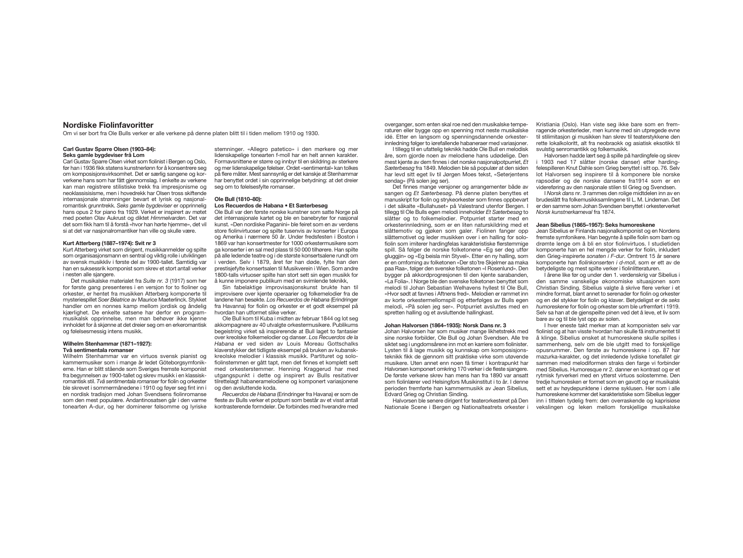# Nordiske Fiolinfavoritter

Om vi ser bort fra Ole Bulls verker er alle verkene på denne platen blitt til i tiden mellom 1910 og 1930.

### Carl Gustav Sparre Olsen (1903–84): Seks gamle bygdeviser frå Lom

Carl Gustav Sparre Olsen virket som fiolinist i Bergen og Oslo, før han i 1936 fikk statens kunstnerlønn for å konsentrere seg om komposisjonsvirksomhet. Det er særlig sangene og korverkene hans som har fått gjennomslag. I enkelte av verkene kan man registrere stilistiske trekk fra impresjonisme og neoklassisisisme, men i hovedrekk har Olsen tross skiftende internasjonale strømninger bevart et lyrisk og nasjonalromantisk grunntrekk. *Seks gamle bygdeviser* er opprinnelig hans opus 2 for piano fra 1929. Verket er inspirert av møtet med poeten Olav Aukrust og diktet *Himmelvarden*. Det var det som fikk ham til å forstå «hvor han hørte hjemme», det vil si at det var nasjonalromantiker han ville og skulle være.

### Kurt Atterberg (1887–1974): Svit nr 3

Kurt Atterberg virket som dirigent, musikkanmelder og spilte som organisasjonsmann en sentral og viktig rolle i utviklingen av svensk musikkliv i første del av 1900-tallet. Samtidig var han en suksessrik komponist som skrev et stort antall verker i nesten alle sjangere.

Det musikalske materialet fra *Suite nr. 3* (1917) som her for første gang presenteres i en versjon for to fioliner og orkester, er hentet fra musikken Atterberg komponerte til mysteriespillet *Soer Béatrice* av Maurice Maeterlinck. Stykket handler om en nonnes kamp mellom jordisk og åndelig kjærlighet. De enkelte satsene har derfor en programmusikalsk opprinnelse, men man behøver ikke kjenne innholdet for å skjønne at det dreier seg om en erkeromantisk og følelsesmessig intens musikk.

### Wilhelm Stenhammar (1871–1927): Två sentimentala romanser

Wilhelm Stenhammar var en virtuos svensk pianist og kammermusiker som i mange år ledet Göteborgsymfonikerne. Han er blitt stående som Sveriges fremste komponist fra begynnelsen av 1900-tallet og skrev musikk i en klassiskromantisk stil. *Två sentimentala romanser* for fiolin og orkester ble skrevet i sommermånedene i 1910 og føyer seg fint inn i en nordisk tradisjon med Johan Svendsens fiolinromanse som den mest populære. Andantinosatsen går i den varme tonearten A-dur, og her dominerer følsomme og lyriske stemninger. «Allegro patetico» i den mørkere og mer lidenskapelige tonearten f-moll har en helt annen karakter. Formavsnittene er større og innbyr til en skildring av sterkere og mer lidenskapelige følelser. Ordet «sentimental» kan tolkes på flere måter. Mest sannsynlig er det kanskje at Stenhammar har benyttet ordet i sin opprinnelige betydning: at det dreier seg om to følelsesfylte romanser.

### Ole Bull (1810–80): Los Recuerdos de Habana • Et Sæterbesøg

Ole Bull var den første norske kunstner som satte Norge på det internasjonale kartet og ble en banebryter for nasjonal kunst. «Den nordiske Paganini» ble feiret som en av verdens store fiolinvirtuoser og spilte tusenvis av konserter i Europa og Amerika i nærmere 50 år. Under fredsfesten i Boston i 1869 var han konsertmester for 1000 orkestermusikere som ga konserter i en sal med plass til 50 000 tilhørere. Han spilte på alle ledende teatre og i de største konsertsalene rundt om i verden. Selv i 1879, året før han døde, fylte han den prestisjefylte konsertsalen til Musikverein i Wien. Som andre 1800-talls virtuoser spilte han stort sett sin egen musikk for å kunne imponere publikum med en svimlende teknikk,

Sin fabelaktige improvisasjonskunst brukte han til improvisere over kjente operaarier og folkemelodier fra de landene han besøkte. *Los Recuerdos de Habana* (Erindringer fra Havanna) for fiolin og orkester er et godt eksempel på hvordan han utformet slike verker.

Ole Bull kom til Kuba i midten av februar 1844 og lot seg akkompagnere av 40 utvalgte orkestermusikere. Publikums begeistring virket så inspirerende at Bull laget to fantasier over kreolske folkemelodier og danser. *Los Recuerdos de la Habana* er ved siden av Louis Moreau Gottschalks klaverstykker det tidligste eksempel på bruken av kubanskkreolske melodier i klassisk musikk. Partituret og solofiolinstemmen er gått tapt, men det finnes et komplett sett med orkesterstemmer. Henning Kraggerud har med utgangspunkt i dette og inspirert av Bulls resitativer tilrettelagt habaneramelodiene og komponert variasjonene og den avsluttende koda.

*Recuerdos de Habana* (Erindringer fra Havana) er som de fleste av Bulls verker et potpurri som består av et visst antall kontrasterende formdeler. De forbindes med hverandre med overganger, som enten skal roe ned den musikalske temperaturen eller bygge opp en spenning mot neste musikalske idé. Etter en langsom og spenningsdannende orkesterinnledning følger to ørefallende habaneraer med variasjoner.

I tillegg til en ufattelig teknikk hadde Ole Bull en melodisk åre, som gjorde noen av melodiene hans udødelige. Den mest kjente av dem finnes i det norske nasjonalpotpurriet, *Et Sæterbesøg* fra 1849. Melodien ble så populær at den siden har levd sitt eget liv til Jørgen Moes tekst, «Seterjentens søndag» (På solen jeg ser).

Det finnes mange versjoner og arrangementer både av sangen og *Et Sæterbesøg*. På denne platen benyttes et manuskript for fiolin og strykeorkester som finnes oppbevart i det såkalte «Bullahuset» på Valestrand utenfor Bergen. I tillegg til Ole Bulls egen melodi inneholder *Et Sæterbesøg* to slåtter og to folkemelodier. Potpurriet starter med en orkesterinnledning, som er en liten naturskildring med et slåttemotiv og gjøken som galer. Fiolinen fanger opp slåttemotivet og leder musikken over i en halling for solofiolin som imiterer hardingfelas karakteristiske flerstemmige spill. Så følger de norske folketonene «Eg ser deg utfør gluggjin» og «Eg beisla min Styvel». Etter en ny halling, som er en omforming av folketonen «Der sto'tre Skjelmer ira maka paa Raa», følger den svenske folketonen «I Rosenlund». Den bygger på akkordprogresjonen til den kjente sarabanden, «La Folia». I Norge ble den svenske folketonen benyttet som melodi til Johan Sebastian Welhavens hyllest til Ole Bull, «Hvor sødt at favnes i Aftnens fred». Melodien er rammet inn av korte orkestermellomspill og etterfølges av Bulls egen melodi, «På solen jeg ser». Potpurriet avsluttes med en spretten halling og et avsluttende hallingkast.

### Johan Halvorsen (1864–1935): Norsk Dans nr. 3

Johan Halvorsen har som musiker mange likhetstrekk med sine norske forbilder, Ole Bull og Johan Svendsen. Alle tre siktet seg i ungdomsårene inn mot en karriere som fiolinister. Lysten til å lage musikk og kunnskap om komposisjonsteknikk fikk de gjennom sitt praktiske virke som utøvende musikere. Uten annet enn noen få timer i kontrapunkt har Halvorsen komponert omkring 170 verker i de fleste sjangere. De første verkene skrev han mens han fra 1890 var ansatt som fiolinlærer ved Helsingfors Musikinstitut i to år. I denne perioden fremførte han kammermusikk av Jean Sibelius, Edvard Grieg og Christian Sinding.

Halvorsen ble senere dirigent for teaterorkesteret på Den Nationale Scene i Bergen og Nationalteatrets orkester i Kristiania (Oslo). Han viste seg ikke bare som en fremragende orkesterleder, men kunne med sin utpregede evne til stilimitasjon gi musikken han skrev til teaterstykkene den rette lokalkoloritt, alt fra neobraokk og asiatisk eksotikk til svulstig senromantikk og folkemusikk.

Halvorsen hadde lært seg å spille på hardingfele og skrev i 1903 ned 17 slåtter (norske danser) etter hardingfelespilleren Knut Dahle som Grieg benyttet i sitt op. 76. Selv lot Halvorsen seg inspirere til å komponere ble norske rapsodier og de norske dansene fra1914 som er en videreføring av den nasjonale stilen til Grieg og Svendsen.

I *Norsk dans* nr. 3 rammes den rolige midtdelen inn av en brudeslått fra folkemusikksamlingene til L. M. Lindeman. Det er den samme som Johan Svendsen benyttet i orkesterverket *Norsk kunstnerkarneval* fra 1874.

### Jean Sibelius (1865–1957): Seks humoreskene

Jean Sibelius er Finlands nasjonalkomponist og en Nordens fremste symfonikere. Han begynte å spille fiolin som barn og drømte lenge om å bli en stor fiolinvirtuos. I studietiden komponerte han en hel mengde verker for fiolin, inkludert den Grieg-inspirerte *sonaten i F-dur*. Omtrent 15 år senere komponerte han *fiolinkonserten i d-moll*, som er ett av de betydeligste og mest spilte verker i fiolinlitteraturen.

I årene like før og under den 1. verdenskrig var Sibelius i den samme vanskelige økonomiske situasjonen som Christian Sinding. Sibelius valgte å skrive flere verker i et mindre format, blant annet to serenader for fiolin og orkester og en del stykker for fiolin og klaver. Betydeligst er de *seks humoreskene* for fiolin og orkester som ble urfremført i 1919. Selv sa han at de gjenspeilte pinen ved det å leve, et liv som bare av og til ble lyst opp av solen.

I hver eneste takt merker man at komponisten selv var fiolinist og at han visste hvordan han skulle få instrumentet til å klinge. Sibelius ønsket at humoreskene skulle spilles i sammenheng, selv om de ble utgitt med to forskjellige opusnummer. Den første av humoreskene i op. 87 har mazurka-karakter, og det innledende lydiske tonefallet gir sammen med melodiformen straks den farge vi forbinder med Sibelius. Humoresque nr 2. danner en kontrast og er et rytmisk fyrverkeri med en ytterst virtuos solostemme. Den tredje humoresken er formet som en gavott og er musikalsk sett et av høydepunktene i denne syklusen. Her som i alle humoreskene kommer det karakteristiske som Sibelius legger inn i tittelen tydelig frem: den overraskende og kaprisiøse vekslingen og leken mellom forskjellige musikalske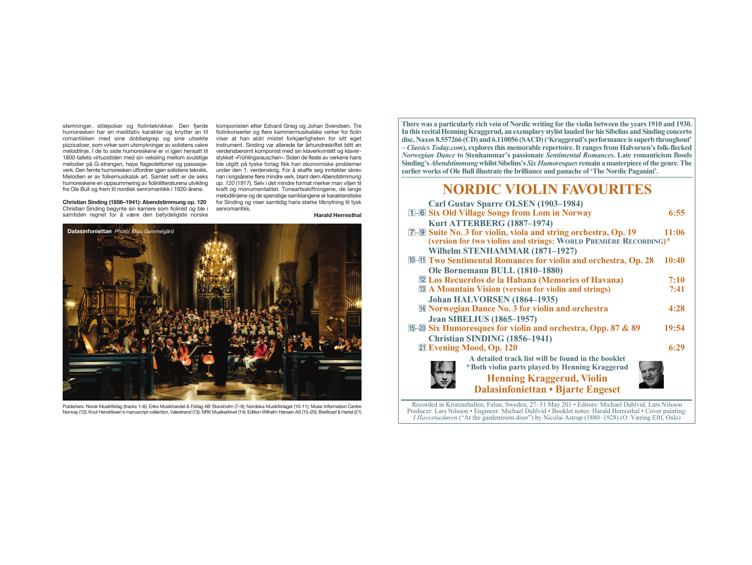stemninger, stilepoker og fiolinteknikker. Den fjerde humoresken har en meditativ karakter og knytter an til romantikken med sine dobbelgrep og sine utsøkte pizzicatoer, som virker som utsmykninger av solistens vakre melodilinje. I de to siste humoreskene er vi igjen hensatt til 1800-tallets virtuostiden med sin veksling mellom svulstige melodier på G-strengen, høye flageolettoner og passasjeverk. Den femte humoresken utfordrer igjen solistens teknikk. Melodien er av folkemusikalsk art. Samlet sett er de seks humoreskene en oppsummering av fiolinlitteraturens utvikling fra Ole Bull og frem til nordisk senromantikk i 1920-årene.

**Christian Sinding (1856–1941): Abendstimmung op. 120**
Christian Sinding begynte sin karriere som fiolinist og ble i samtiden regnet for å være den betydeligste norske komponisten etter Edvard Grieg og Johan Svendsen. Tre fiolinkonserter og flere kammermusikalske verker for fiolin viser at han aldri mistet forkjærligheten for sitt eget instrument. Sinding var allerede før århundreskiftet blitt en verdensberømt komponist med sin klaverkvintett og klaverstykket «*Frühlingsrauschen*». Siden de fleste av verkene hans ble utgitt på tyske forlag fikk han økonomiske problemer under den 1. verdenskrig. For å skaffe seg inntekter skrev han i krigsårene flere mindre verk, blant dem *Abendstimmung op. 120* (1917). Selv i det mindre format merker man viljen til kraft og monumentalitet. Toneartsskiftningene, de lange melodilinjene og de spenstige samklangene er karakteristiske for Sinding og viser samtidig hans sterke tilknytning til tysk senromantikk.

**Harald Herresthal**

**Dalasinfoniettan** *Photo: Elias Gammelgård*

Publishers: Norsk Musikförlag (tracks 1–6); Eriks Musikhandel & Förlag AB Stockholm (7–9); Nordiska Musikförlaget (10–11); Music Information Centre Norway (12); Knut Hendriksen's manuscript collection, Valestrand (13); NRK Musikarkivet (14); Edition Wilhelm Hansen AS (15–20); Breitkopf & Hartel (21)

**There was a particularly rich vein of Nordic writing for the violin between the years 1910 and 1930. In this recital Henning Kraggerud, an exemplary stylist lauded for his Sibelius and Sinding concerto disc, Naxos 8.557266 (CD) and 6.110056 (SACD) ('Kraggerud's performance is superb throughout' – *Classics Today.com*), explores this memorable repertoire. It ranges from Halvorsen's folk-flecked *Norwegian Dance* to Stenhammar's passionate *Sentimental Romances.* Late romanticism floods Sinding's *Abendstimmung* whilst Sibelius's *Six Humoresques* remain a masterpiece of the genre. The earlier works of Ole Bull illustrate the brilliance and panache of 'The Nordic Paganini'.**

# NORDIC VIOLIN FAVOURITES

**Carl Gustav Sparre OLSEN (1903–1984)**
1–6 **Six Old Village Songs from Lom in Norway** 6:55

**Kurt ATTERBERG (1887–1974)**
7–9 **Suite No. 3 for violin, viola and string orchestra, Op. 19** 11:06
**(version for two violins and strings: World Première Recording)***

**Wilhelm STENHAMMAR (1871–1927)**
10–11 **Two Sentimental Romances for violin and orchestra, Op. 28** 10:40

**Ole Bornemann BULL (1810–1880)**
12 **Los Recuerdos de la Habana (Memories of Havana)** 7:10
13 **A Mountain Vision (version for violin and strings)** 7:41

**Johan HALVORSEN (1864–1935)**
14 **Norwegian Dance No. 3 for violin and orchestra** 4:28

**Jean SIBELIUS (1865–1957)**
15–20 **Six Humoresques for violin and orchestra, Opp. 87 & 89** 19:54

**Christian SINDING (1856–1941)**
21 **Evening Mood, Op. 120** 6:29

**A detailed track list will be found in the booklet**
*** Both violin parts played by Henning Kraggerud**

**Henning Kraggerud, Violin**
**Dalasinfoniettan • Bjarte Engeset**

Recorded in Kristinehallen, Falun, Sweden, 27–31 May 201 • Editors: Michael Dahlvid, Lars Nilsson
Producer: Lars Nilsson • Engineer: Michael Dahlvid • Booklet notes: Harald Herresthal • Cover painting: *I Havestuedøren* ("At the gardenroom door") by Nicolai Astrup (1880–1928) (O. Væring Eftf, Oslo)